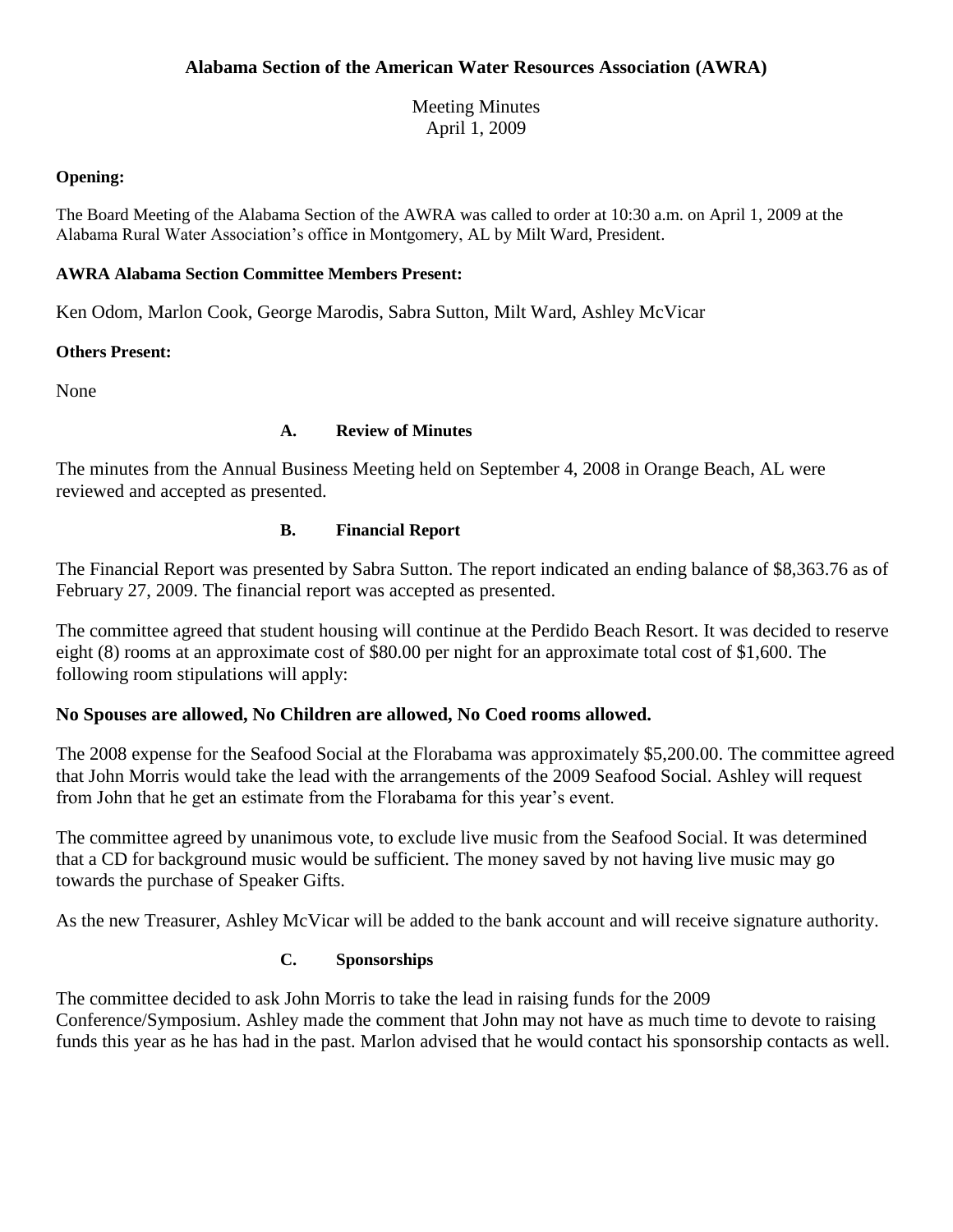# Alabama Section of the American Water Resources Association (AWRA)

Meeting Minutes
April 1, 2009

**Opening:**

The Board Meeting of the Alabama Section of the AWRA was called to order at 10:30 a.m. on April 1, 2009 at the Alabama Rural Water Association's office in Montgomery, AL by Milt Ward, President.

**AWRA Alabama Section Committee Members Present:**

Ken Odom, Marlon Cook, George Marodis, Sabra Sutton, Milt Ward, Ashley McVicar

**Others Present:**

None

### A. Review of Minutes

The minutes from the Annual Business Meeting held on September 4, 2008 in Orange Beach, AL were reviewed and accepted as presented.

### B. Financial Report

The Financial Report was presented by Sabra Sutton. The report indicated an ending balance of $8,363.76 as of February 27, 2009. The financial report was accepted as presented.

The committee agreed that student housing will continue at the Perdido Beach Resort. It was decided to reserve eight (8) rooms at an approximate cost of $80.00 per night for an approximate total cost of $1,600. The following room stipulations will apply:

**No Spouses are allowed, No Children are allowed, No Coed rooms allowed.**

The 2008 expense for the Seafood Social at the Florabama was approximately $5,200.00. The committee agreed that John Morris would take the lead with the arrangements of the 2009 Seafood Social. Ashley will request from John that he get an estimate from the Florabama for this year's event.

The committee agreed by unanimous vote, to exclude live music from the Seafood Social. It was determined that a CD for background music would be sufficient. The money saved by not having live music may go towards the purchase of Speaker Gifts.

As the new Treasurer, Ashley McVicar will be added to the bank account and will receive signature authority.

### C. Sponsorships

The committee decided to ask John Morris to take the lead in raising funds for the 2009 Conference/Symposium. Ashley made the comment that John may not have as much time to devote to raising funds this year as he has had in the past. Marlon advised that he would contact his sponsorship contacts as well.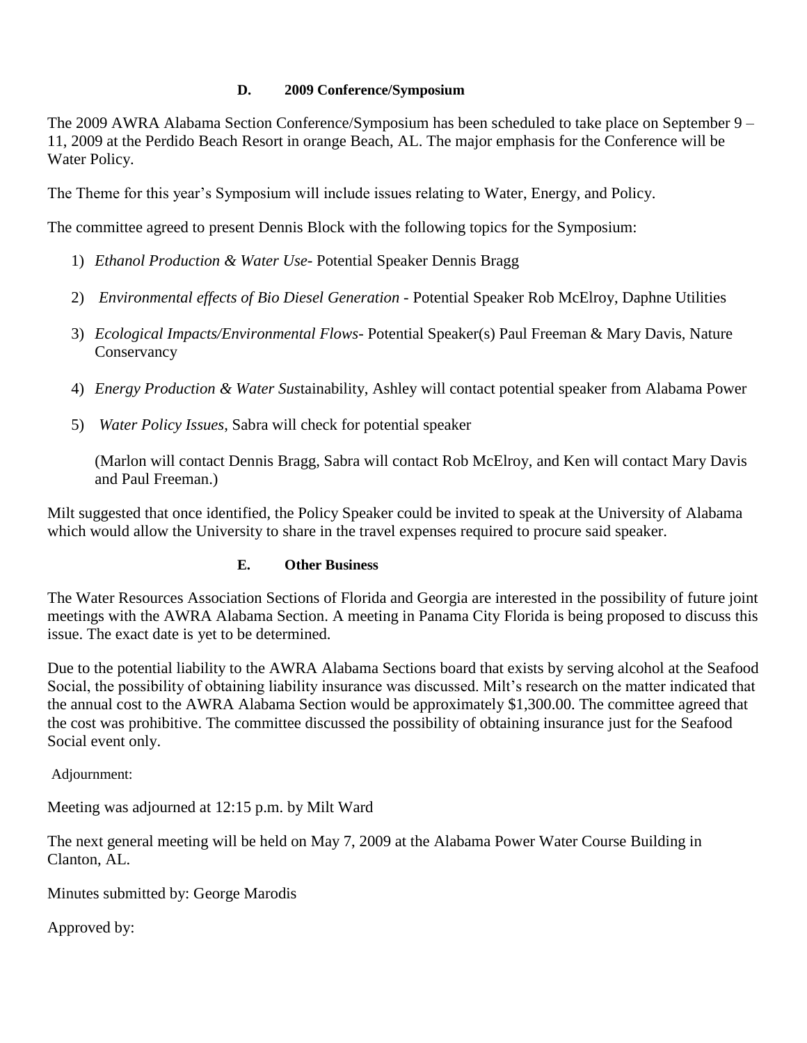### D. 2009 Conference/Symposium

The 2009 AWRA Alabama Section Conference/Symposium has been scheduled to take place on September 9 – 11, 2009 at the Perdido Beach Resort in orange Beach, AL. The major emphasis for the Conference will be Water Policy.

The Theme for this year's Symposium will include issues relating to Water, Energy, and Policy.

The committee agreed to present Dennis Block with the following topics for the Symposium:

1) *Ethanol Production & Water Use*- Potential Speaker Dennis Bragg
2) *Environmental effects of Bio Diesel Generation* - Potential Speaker Rob McElroy, Daphne Utilities
3) *Ecological Impacts/Environmental Flows*- Potential Speaker(s) Paul Freeman & Mary Davis, Nature Conservancy
4) *Energy Production & Water Sus*tainability, Ashley will contact potential speaker from Alabama Power
5) *Water Policy Issues*, Sabra will check for potential speaker

   (Marlon will contact Dennis Bragg, Sabra will contact Rob McElroy, and Ken will contact Mary Davis and Paul Freeman.)

Milt suggested that once identified, the Policy Speaker could be invited to speak at the University of Alabama which would allow the University to share in the travel expenses required to procure said speaker.

### E. Other Business

The Water Resources Association Sections of Florida and Georgia are interested in the possibility of future joint meetings with the AWRA Alabama Section. A meeting in Panama City Florida is being proposed to discuss this issue. The exact date is yet to be determined.

Due to the potential liability to the AWRA Alabama Sections board that exists by serving alcohol at the Seafood Social, the possibility of obtaining liability insurance was discussed. Milt's research on the matter indicated that the annual cost to the AWRA Alabama Section would be approximately $1,300.00. The committee agreed that the cost was prohibitive. The committee discussed the possibility of obtaining insurance just for the Seafood Social event only.

Adjournment:

Meeting was adjourned at 12:15 p.m. by Milt Ward

The next general meeting will be held on May 7, 2009 at the Alabama Power Water Course Building in Clanton, AL.

Minutes submitted by: George Marodis

Approved by: